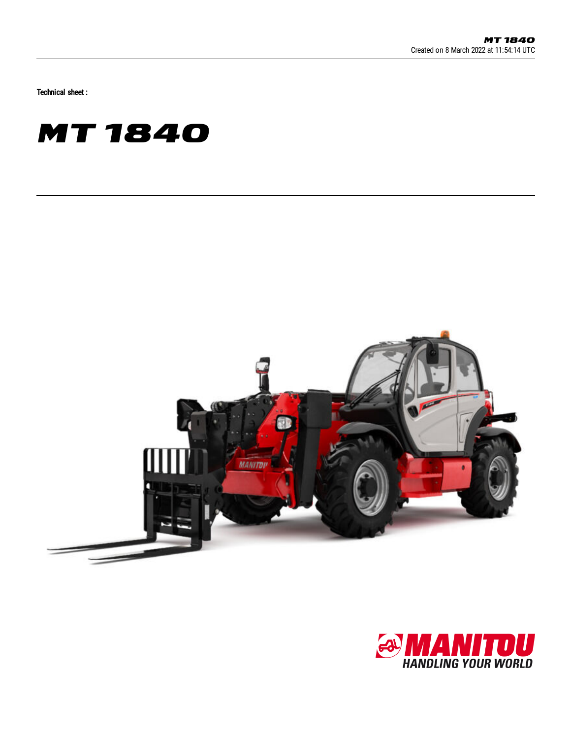Technical sheet :

# MT 1840

HANDLING YOUR WORLD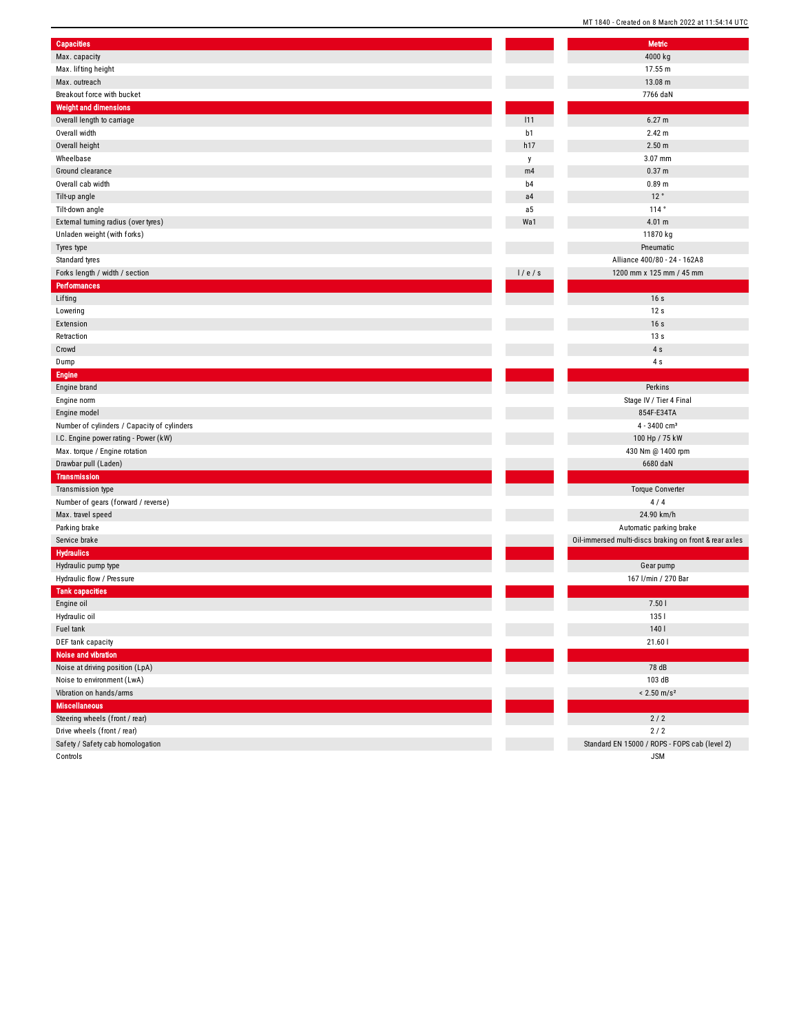| Capacities | | Metric |
|---|---|---|
| Max. capacity | | 4000 kg |
| Max. lifting height | | 17.55 m |
| Max. outreach | | 13.08 m |
| Breakout force with bucket | | 7766 daN |
| **Weight and dimensions** | | |
| Overall length to carriage | l11 | 6.27 m |
| Overall width | b1 | 2.42 m |
| Overall height | h17 | 2.50 m |
| Wheelbase | y | 3.07 mm |
| Ground clearance | m4 | 0.37 m |
| Overall cab width | b4 | 0.89 m |
| Tilt-up angle | a4 | 12 ° |
| Tilt-down angle | a5 | 114 ° |
| External turning radius (over tyres) | Wa1 | 4.01 m |
| Unladen weight (with forks) | | 11870 kg |
| Tyres type | | Pneumatic |
| Standard tyres | | Alliance 400/80 - 24 - 162A8 |
| Forks length / width / section | l / e / s | 1200 mm x 125 mm / 45 mm |
| **Performances** | | |
| Lifting | | 16 s |
| Lowering | | 12 s |
| Extension | | 16 s |
| Retraction | | 13 s |
| Crowd | | 4 s |
| Dump | | 4 s |
| **Engine** | | |
| Engine brand | | Perkins |
| Engine norm | | Stage IV / Tier 4 Final |
| Engine model | | 854F-E34TA |
| Number of cylinders / Capacity of cylinders | | 4 - 3400 cm³ |
| I.C. Engine power rating - Power (kW) | | 100 Hp / 75 kW |
| Max. torque / Engine rotation | | 430 Nm @ 1400 rpm |
| Drawbar pull (Laden) | | 6680 daN |
| **Transmission** | | |
| Transmission type | | Torque Converter |
| Number of gears (forward / reverse) | | 4 / 4 |
| Max. travel speed | | 24.90 km/h |
| Parking brake | | Automatic parking brake |
| Service brake | | Oil-immersed multi-discs braking on front & rear axles |
| **Hydraulics** | | |
| Hydraulic pump type | | Gear pump |
| Hydraulic flow / Pressure | | 167 l/min / 270 Bar |
| **Tank capacities** | | |
| Engine oil | | 7.50 l |
| Hydraulic oil | | 135 l |
| Fuel tank | | 140 l |
| DEF tank capacity | | 21.60 l |
| **Noise and vibration** | | |
| Noise at driving position (LpA) | | 78 dB |
| Noise to environment (LwA) | | 103 dB |
| Vibration on hands/arms | | < 2.50 m/s² |
| **Miscellaneous** | | |
| Steering wheels (front / rear) | | 2 / 2 |
| Drive wheels (front / rear) | | 2 / 2 |
| Safety / Safety cab homologation | | Standard EN 15000 / ROPS - FOPS cab (level 2) |
| Controls | | JSM |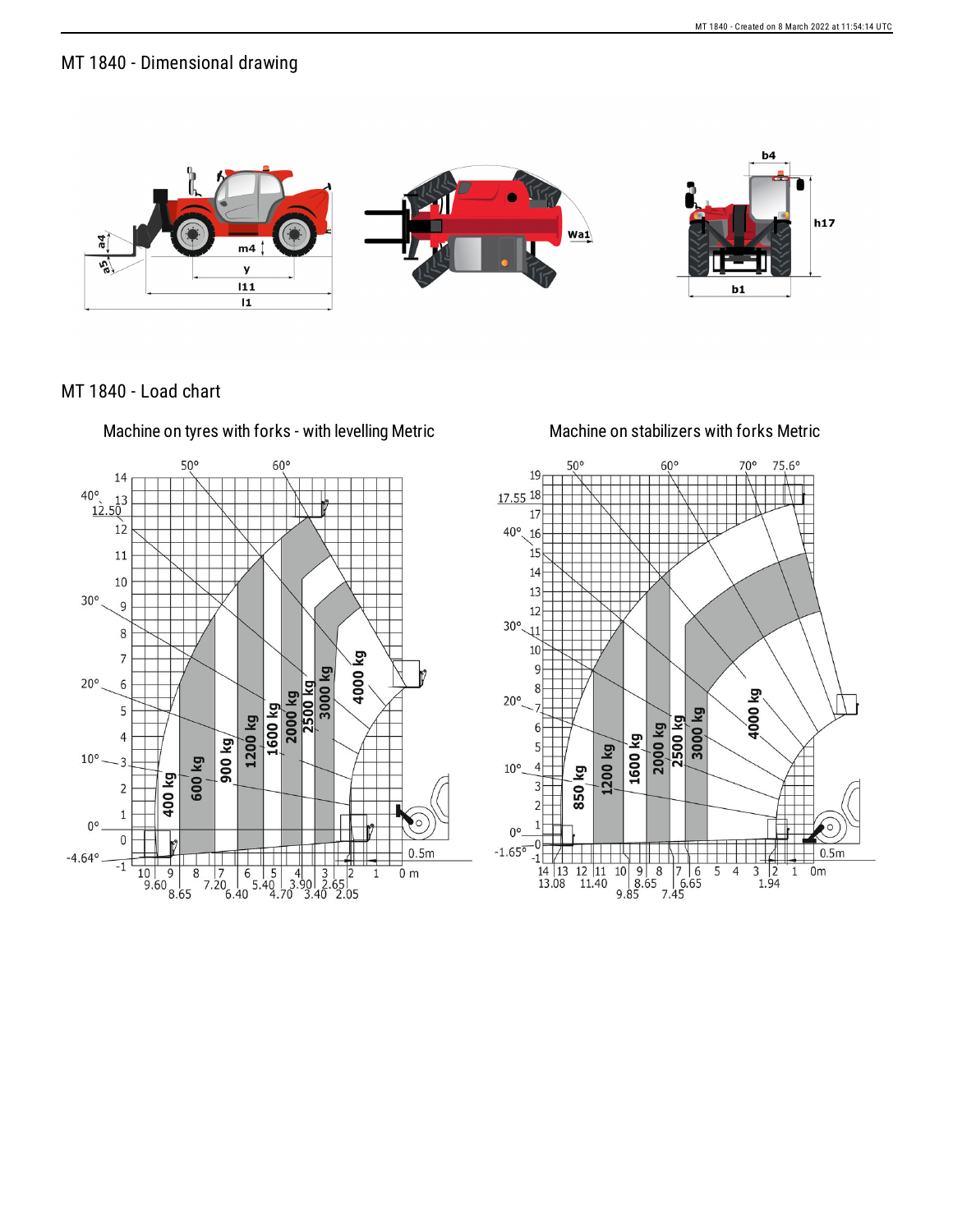## MT 1840 - Dimensional drawing

## MT 1840 - Load chart

### Machine on tyres with forks - with levelling Metric

### Machine on stabilizers with forks Metric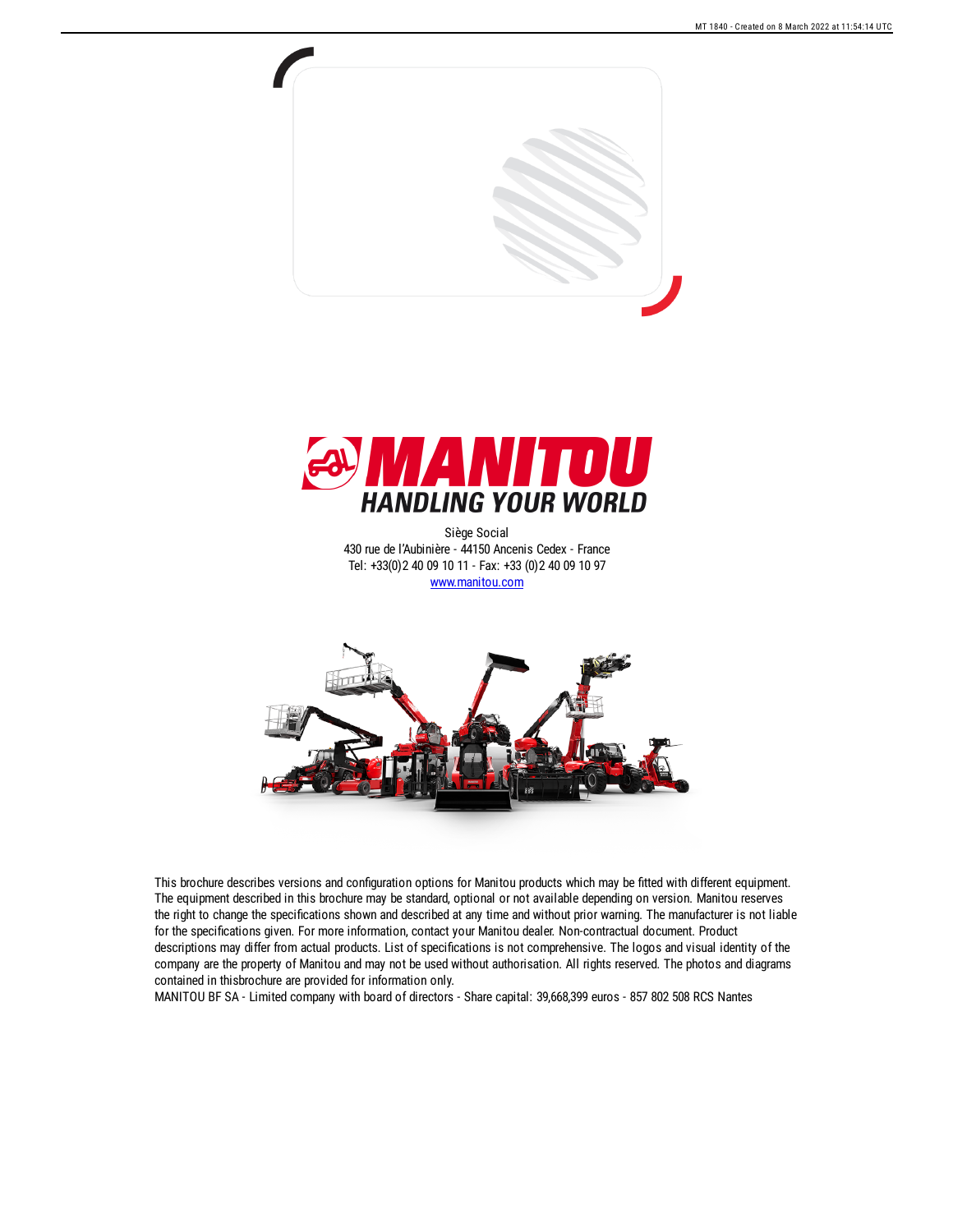MANITOU

HANDLING YOUR WORLD

Siège Social

430 rue de l'Aubinière - 44150 Ancenis Cedex - France

Tel: +33(0)2 40 09 10 11 - Fax: +33 (0)2 40 09 10 97

www.manitou.com

This brochure describes versions and configuration options for Manitou products which may be fitted with different equipment. The equipment described in this brochure may be standard, optional or not available depending on version. Manitou reserves the right to change the specifications shown and described at any time and without prior warning. The manufacturer is not liable for the specifications given. For more information, contact your Manitou dealer. Non-contractual document. Product descriptions may differ from actual products. List of specifications is not comprehensive. The logos and visual identity of the company are the property of Manitou and may not be used without authorisation. All rights reserved. The photos and diagrams contained in thisbrochure are provided for information only.

MANITOU BF SA - Limited company with board of directors - Share capital: 39,668,399 euros - 857 802 508 RCS Nantes